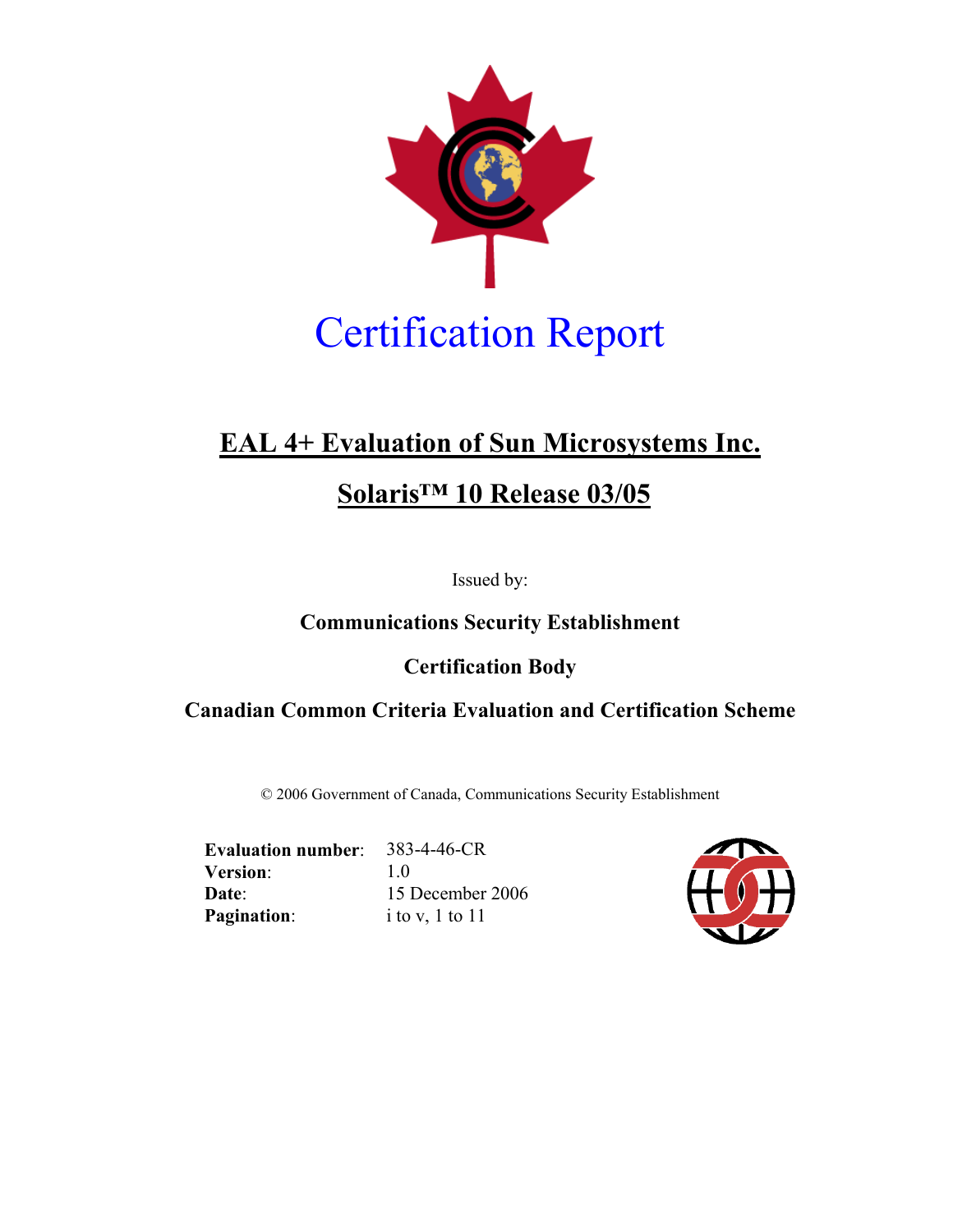# Certification Report

## EAL 4+ Evaluation of Sun Microsystems Inc.

## Solaris™ 10 Release 03/05

Issued by:

**Communications Security Establishment**

**Certification Body**

**Canadian Common Criteria Evaluation and Certification Scheme**

© 2006 Government of Canada, Communications Security Establishment

**Evaluation number**: 383-4-46-CR
**Version**: 1.0
**Date**: 15 December 2006
**Pagination**: i to v, 1 to 11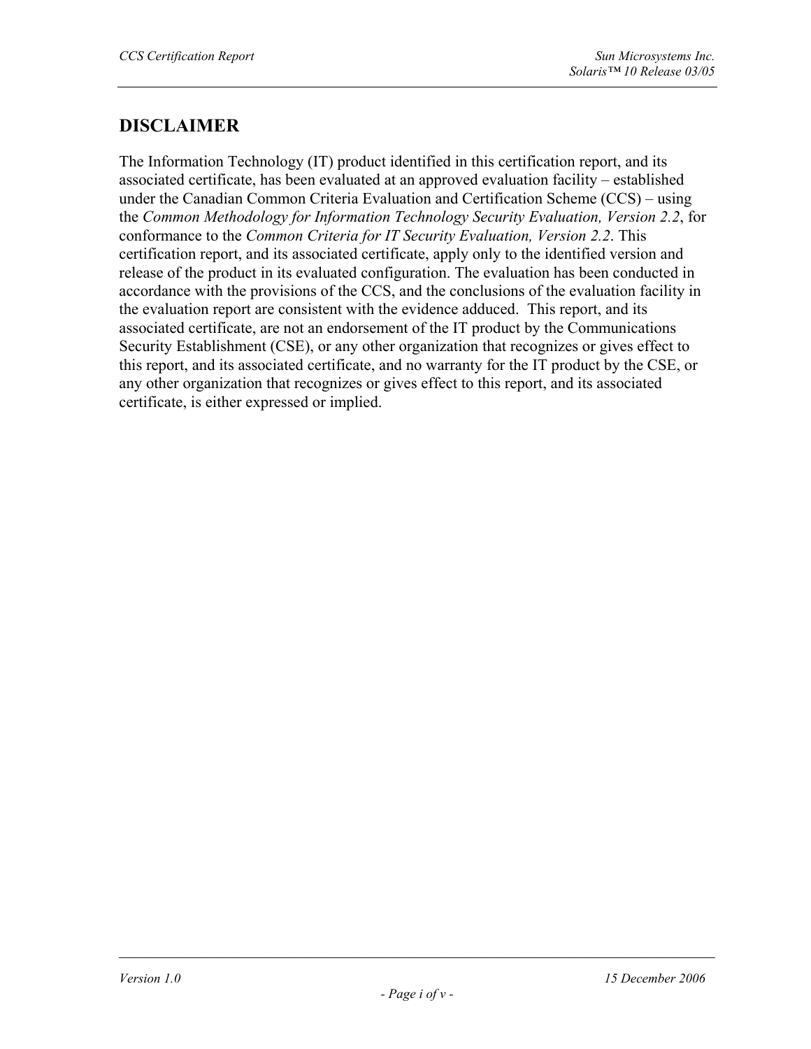## DISCLAIMER

The Information Technology (IT) product identified in this certification report, and its associated certificate, has been evaluated at an approved evaluation facility – established under the Canadian Common Criteria Evaluation and Certification Scheme (CCS) – using the *Common Methodology for Information Technology Security Evaluation, Version 2.2*, for conformance to the *Common Criteria for IT Security Evaluation, Version 2.2*. This certification report, and its associated certificate, apply only to the identified version and release of the product in its evaluated configuration. The evaluation has been conducted in accordance with the provisions of the CCS, and the conclusions of the evaluation facility in the evaluation report are consistent with the evidence adduced. This report, and its associated certificate, are not an endorsement of the IT product by the Communications Security Establishment (CSE), or any other organization that recognizes or gives effect to this report, and its associated certificate, and no warranty for the IT product by the CSE, or any other organization that recognizes or gives effect to this report, and its associated certificate, is either expressed or implied.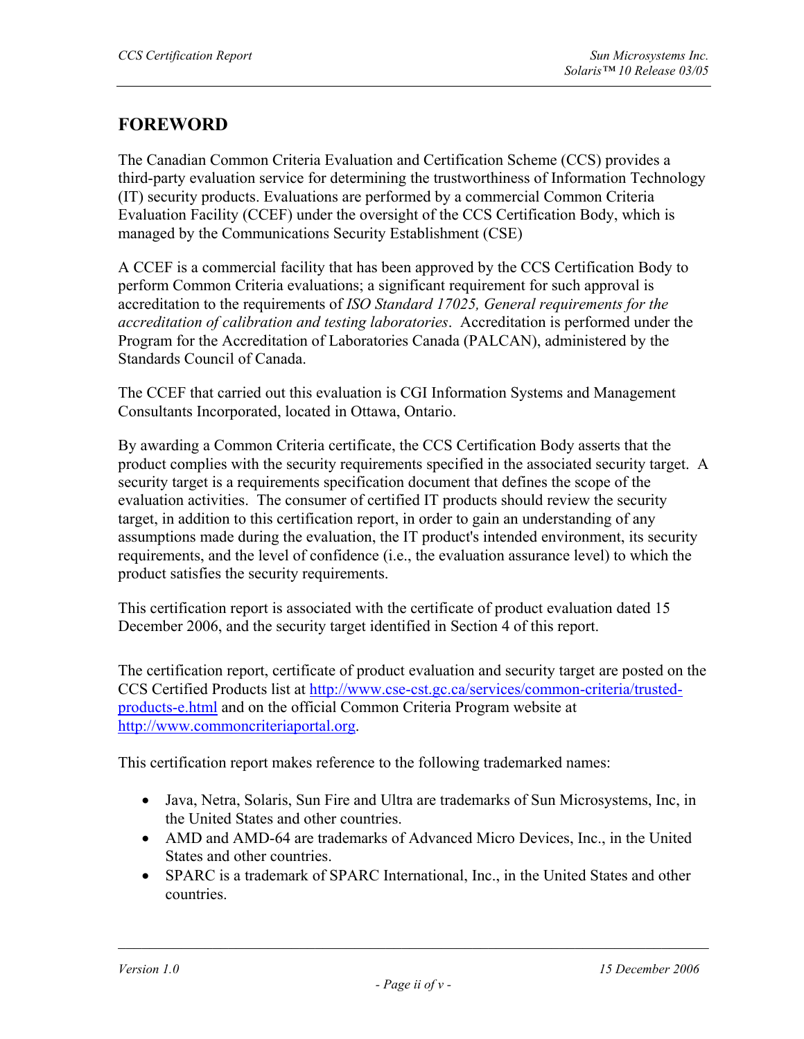## FOREWORD

The Canadian Common Criteria Evaluation and Certification Scheme (CCS) provides a third-party evaluation service for determining the trustworthiness of Information Technology (IT) security products. Evaluations are performed by a commercial Common Criteria Evaluation Facility (CCEF) under the oversight of the CCS Certification Body, which is managed by the Communications Security Establishment (CSE)

A CCEF is a commercial facility that has been approved by the CCS Certification Body to perform Common Criteria evaluations; a significant requirement for such approval is accreditation to the requirements of *ISO Standard 17025, General requirements for the accreditation of calibration and testing laboratories*. Accreditation is performed under the Program for the Accreditation of Laboratories Canada (PALCAN), administered by the Standards Council of Canada.

The CCEF that carried out this evaluation is CGI Information Systems and Management Consultants Incorporated, located in Ottawa, Ontario.

By awarding a Common Criteria certificate, the CCS Certification Body asserts that the product complies with the security requirements specified in the associated security target. A security target is a requirements specification document that defines the scope of the evaluation activities. The consumer of certified IT products should review the security target, in addition to this certification report, in order to gain an understanding of any assumptions made during the evaluation, the IT product's intended environment, its security requirements, and the level of confidence (i.e., the evaluation assurance level) to which the product satisfies the security requirements.

This certification report is associated with the certificate of product evaluation dated 15 December 2006, and the security target identified in Section 4 of this report.

The certification report, certificate of product evaluation and security target are posted on the CCS Certified Products list at http://www.cse-cst.gc.ca/services/common-criteria/trusted-products-e.html and on the official Common Criteria Program website at http://www.commoncriteriaportal.org.

This certification report makes reference to the following trademarked names:

- Java, Netra, Solaris, Sun Fire and Ultra are trademarks of Sun Microsystems, Inc, in the United States and other countries.
- AMD and AMD-64 are trademarks of Advanced Micro Devices, Inc., in the United States and other countries.
- SPARC is a trademark of SPARC International, Inc., in the United States and other countries.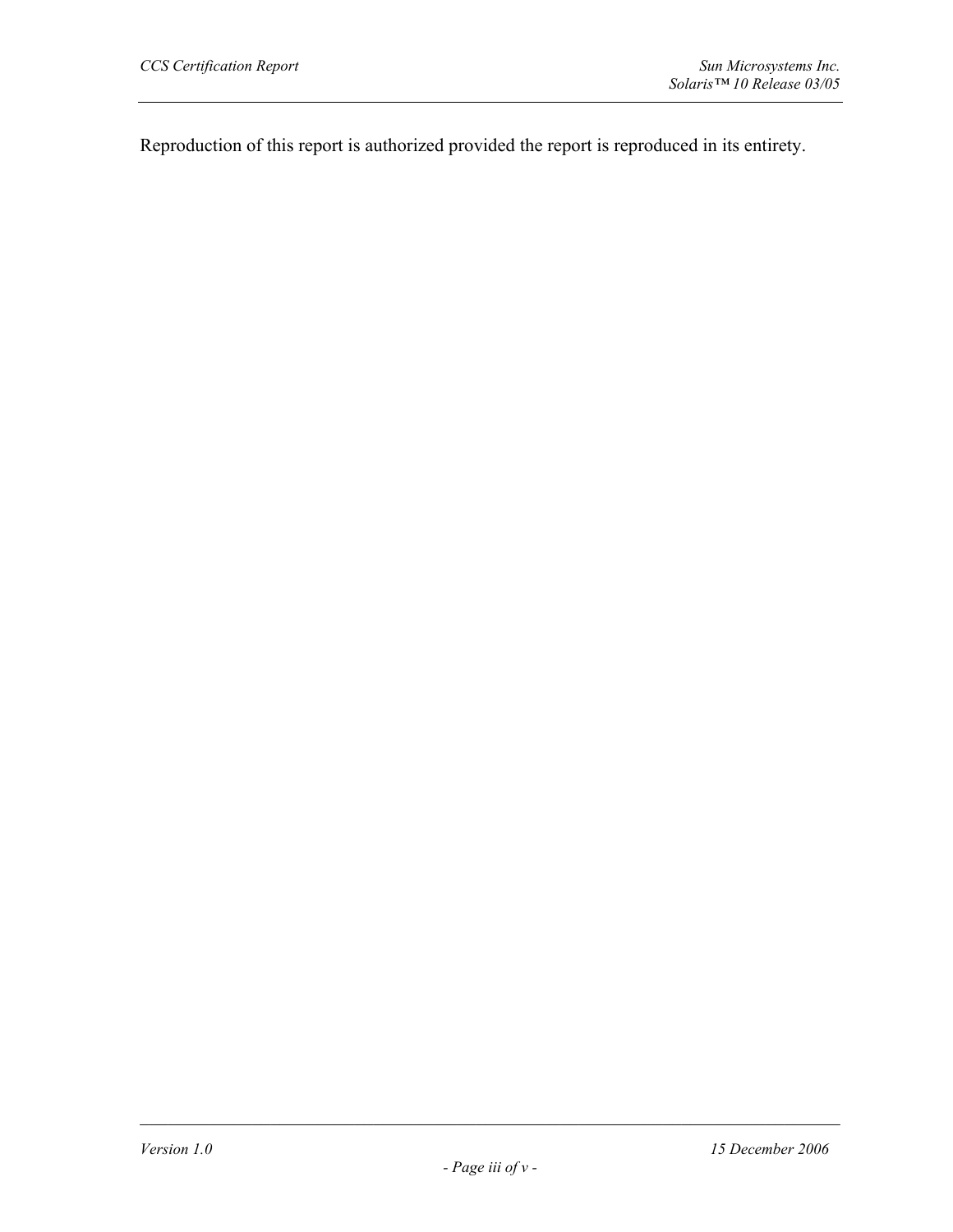Reproduction of this report is authorized provided the report is reproduced in its entirety.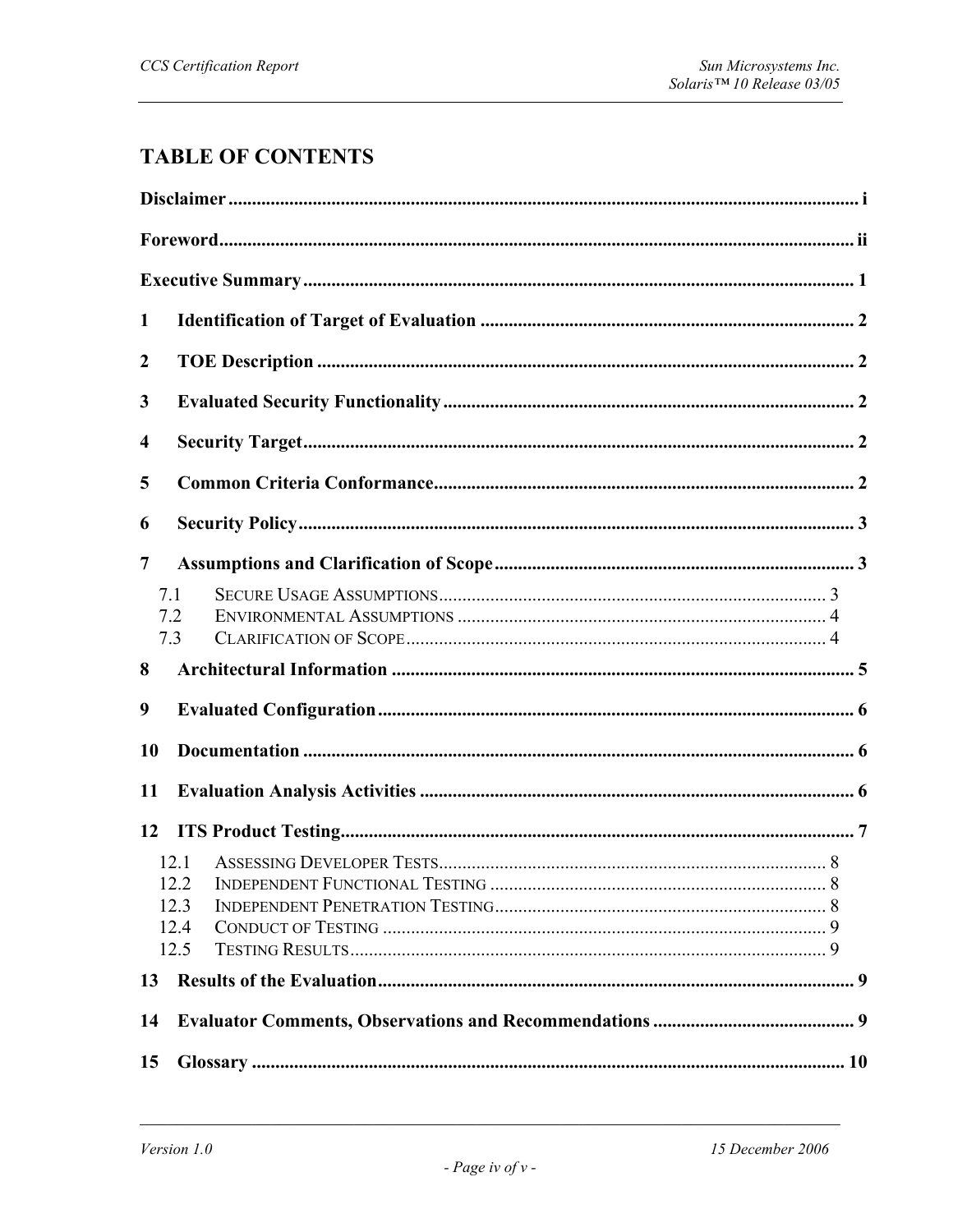# TABLE OF CONTENTS

**Disclaimer** ..... i

**Foreword** ..... ii

**Executive Summary** ..... 1

**1 Identification of Target of Evaluation** ..... 2

**2 TOE Description** ..... 2

**3 Evaluated Security Functionality** ..... 2

**4 Security Target** ..... 2

**5 Common Criteria Conformance** ..... 2

**6 Security Policy** ..... 3

**7 Assumptions and Clarification of Scope** ..... 3

- 7.1 SECURE USAGE ASSUMPTIONS ..... 3
- 7.2 ENVIRONMENTAL ASSUMPTIONS ..... 4
- 7.3 CLARIFICATION OF SCOPE ..... 4

**8 Architectural Information** ..... 5

**9 Evaluated Configuration** ..... 6

**10 Documentation** ..... 6

**11 Evaluation Analysis Activities** ..... 6

**12 ITS Product Testing** ..... 7

- 12.1 ASSESSING DEVELOPER TESTS ..... 8
- 12.2 INDEPENDENT FUNCTIONAL TESTING ..... 8
- 12.3 INDEPENDENT PENETRATION TESTING ..... 8
- 12.4 CONDUCT OF TESTING ..... 9
- 12.5 TESTING RESULTS ..... 9

**13 Results of the Evaluation** ..... 9

**14 Evaluator Comments, Observations and Recommendations** ..... 9

**15 Glossary** ..... 10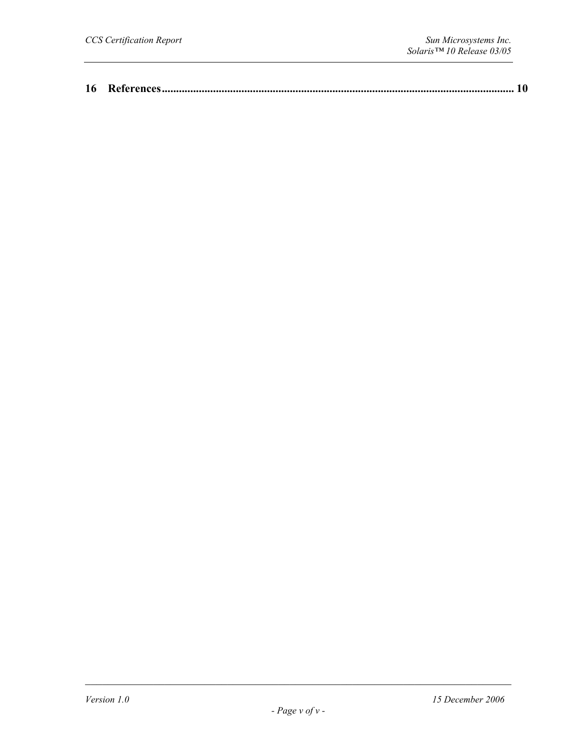**16 References.......................................................................................................................... 10**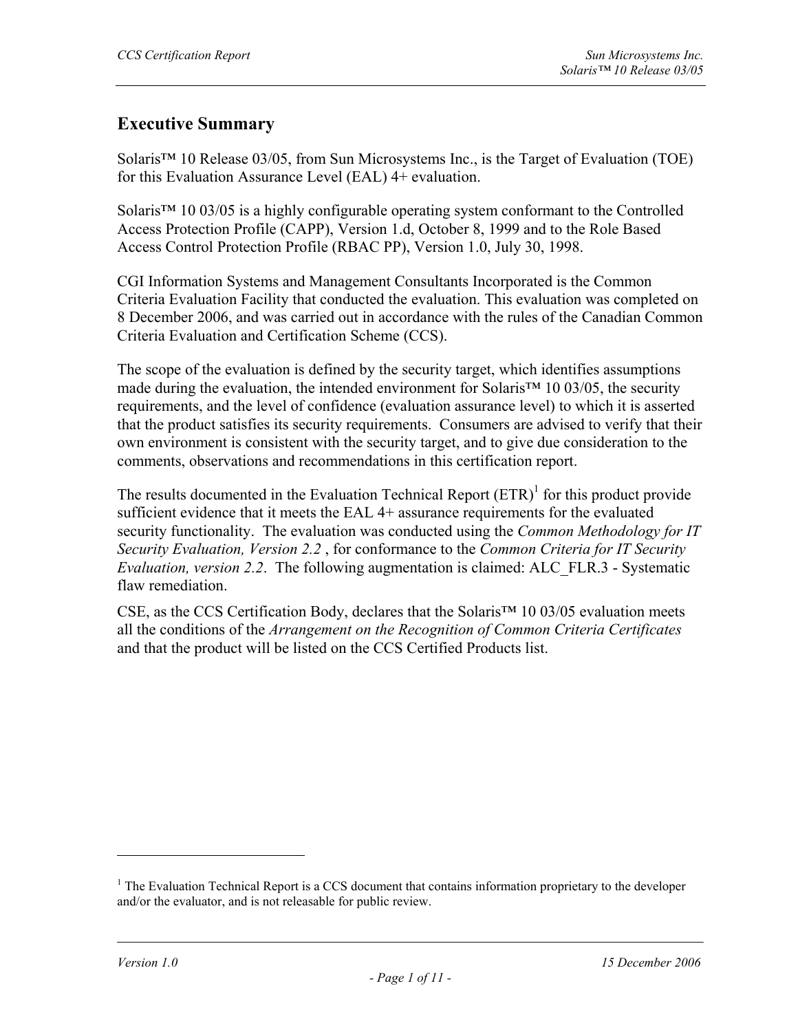## Executive Summary

Solaris™ 10 Release 03/05, from Sun Microsystems Inc., is the Target of Evaluation (TOE) for this Evaluation Assurance Level (EAL) 4+ evaluation.

Solaris™ 10 03/05 is a highly configurable operating system conformant to the Controlled Access Protection Profile (CAPP), Version 1.d, October 8, 1999 and to the Role Based Access Control Protection Profile (RBAC PP), Version 1.0, July 30, 1998.

CGI Information Systems and Management Consultants Incorporated is the Common Criteria Evaluation Facility that conducted the evaluation. This evaluation was completed on 8 December 2006, and was carried out in accordance with the rules of the Canadian Common Criteria Evaluation and Certification Scheme (CCS).

The scope of the evaluation is defined by the security target, which identifies assumptions made during the evaluation, the intended environment for Solaris™ 10 03/05, the security requirements, and the level of confidence (evaluation assurance level) to which it is asserted that the product satisfies its security requirements. Consumers are advised to verify that their own environment is consistent with the security target, and to give due consideration to the comments, observations and recommendations in this certification report.

The results documented in the Evaluation Technical Report (ETR)[1] for this product provide sufficient evidence that it meets the EAL 4+ assurance requirements for the evaluated security functionality. The evaluation was conducted using the *Common Methodology for IT Security Evaluation, Version 2.2* , for conformance to the *Common Criteria for IT Security Evaluation, version 2.2*. The following augmentation is claimed: ALC_FLR.3 - Systematic flaw remediation.

CSE, as the CCS Certification Body, declares that the Solaris™ 10 03/05 evaluation meets all the conditions of the *Arrangement on the Recognition of Common Criteria Certificates* and that the product will be listed on the CCS Certified Products list.

---

[1] The Evaluation Technical Report is a CCS document that contains information proprietary to the developer and/or the evaluator, and is not releasable for public review.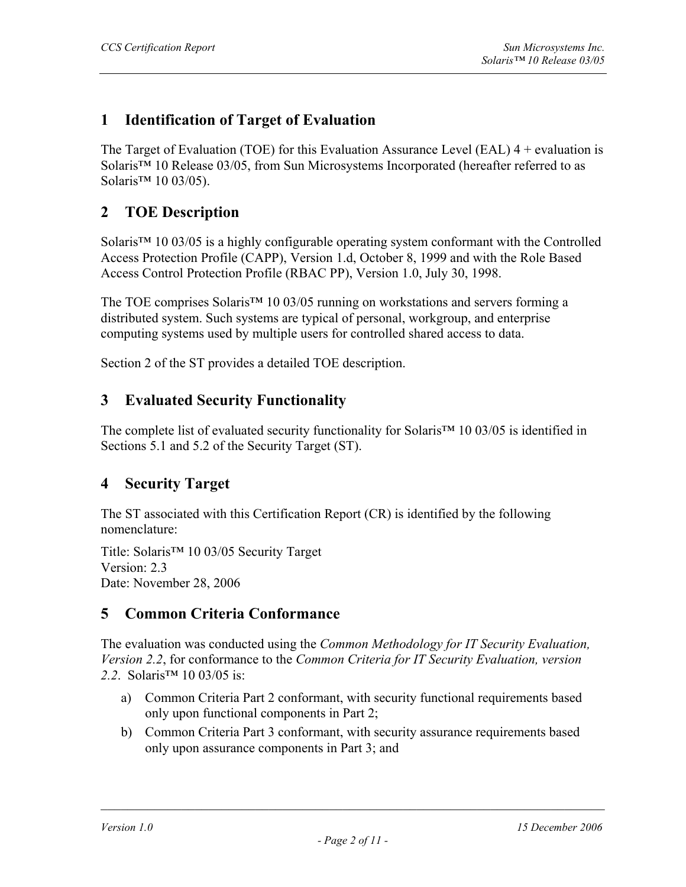# 1 Identification of Target of Evaluation

The Target of Evaluation (TOE) for this Evaluation Assurance Level (EAL) 4 + evaluation is Solaris™ 10 Release 03/05, from Sun Microsystems Incorporated (hereafter referred to as Solaris™ 10 03/05).

# 2 TOE Description

Solaris™ 10 03/05 is a highly configurable operating system conformant with the Controlled Access Protection Profile (CAPP), Version 1.d, October 8, 1999 and with the Role Based Access Control Protection Profile (RBAC PP), Version 1.0, July 30, 1998.

The TOE comprises Solaris™ 10 03/05 running on workstations and servers forming a distributed system. Such systems are typical of personal, workgroup, and enterprise computing systems used by multiple users for controlled shared access to data.

Section 2 of the ST provides a detailed TOE description.

# 3 Evaluated Security Functionality

The complete list of evaluated security functionality for Solaris™ 10 03/05 is identified in Sections 5.1 and 5.2 of the Security Target (ST).

# 4 Security Target

The ST associated with this Certification Report (CR) is identified by the following nomenclature:

Title: Solaris™ 10 03/05 Security Target
Version: 2.3
Date: November 28, 2006

# 5 Common Criteria Conformance

The evaluation was conducted using the *Common Methodology for IT Security Evaluation, Version 2.2*, for conformance to the *Common Criteria for IT Security Evaluation, version 2.2*. Solaris™ 10 03/05 is:

a) Common Criteria Part 2 conformant, with security functional requirements based only upon functional components in Part 2;

b) Common Criteria Part 3 conformant, with security assurance requirements based only upon assurance components in Part 3; and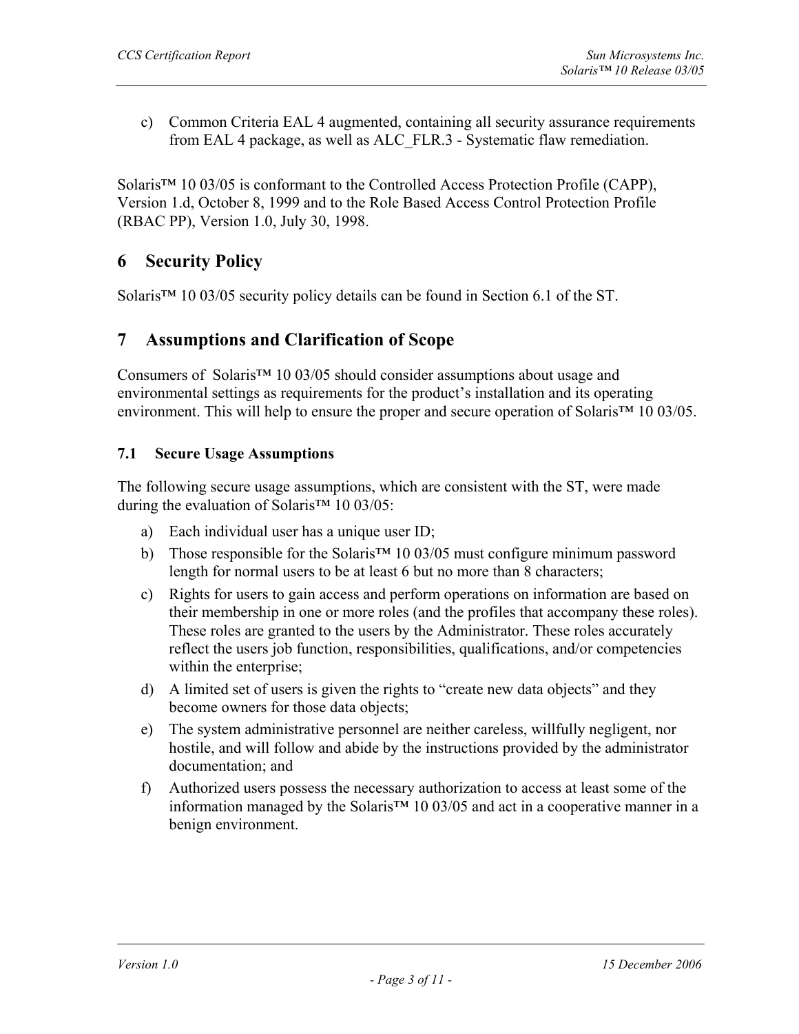c) Common Criteria EAL 4 augmented, containing all security assurance requirements from EAL 4 package, as well as ALC_FLR.3 - Systematic flaw remediation.

Solaris™ 10 03/05 is conformant to the Controlled Access Protection Profile (CAPP), Version 1.d, October 8, 1999 and to the Role Based Access Control Protection Profile (RBAC PP), Version 1.0, July 30, 1998.

# 6 Security Policy

Solaris™ 10 03/05 security policy details can be found in Section 6.1 of the ST.

# 7 Assumptions and Clarification of Scope

Consumers of Solaris™ 10 03/05 should consider assumptions about usage and environmental settings as requirements for the product's installation and its operating environment. This will help to ensure the proper and secure operation of Solaris™ 10 03/05.

## 7.1 Secure Usage Assumptions

The following secure usage assumptions, which are consistent with the ST, were made during the evaluation of Solaris™ 10 03/05:

a) Each individual user has a unique user ID;

b) Those responsible for the Solaris™ 10 03/05 must configure minimum password length for normal users to be at least 6 but no more than 8 characters;

c) Rights for users to gain access and perform operations on information are based on their membership in one or more roles (and the profiles that accompany these roles). These roles are granted to the users by the Administrator. These roles accurately reflect the users job function, responsibilities, qualifications, and/or competencies within the enterprise;

d) A limited set of users is given the rights to "create new data objects" and they become owners for those data objects;

e) The system administrative personnel are neither careless, willfully negligent, nor hostile, and will follow and abide by the instructions provided by the administrator documentation; and

f) Authorized users possess the necessary authorization to access at least some of the information managed by the Solaris™ 10 03/05 and act in a cooperative manner in a benign environment.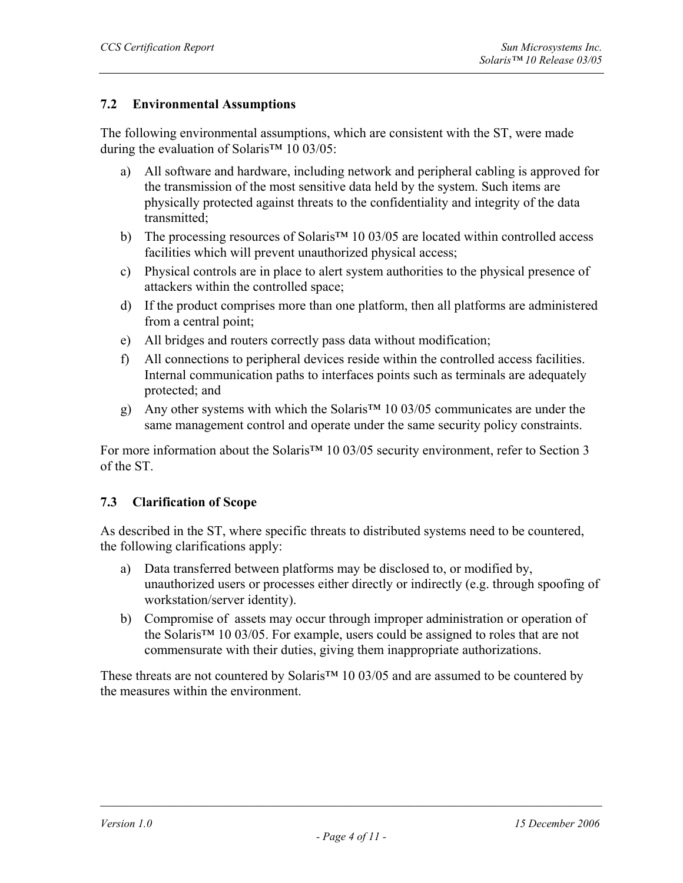## 7.2 Environmental Assumptions

The following environmental assumptions, which are consistent with the ST, were made during the evaluation of Solaris™ 10 03/05:

a) All software and hardware, including network and peripheral cabling is approved for the transmission of the most sensitive data held by the system. Such items are physically protected against threats to the confidentiality and integrity of the data transmitted;

b) The processing resources of Solaris™ 10 03/05 are located within controlled access facilities which will prevent unauthorized physical access;

c) Physical controls are in place to alert system authorities to the physical presence of attackers within the controlled space;

d) If the product comprises more than one platform, then all platforms are administered from a central point;

e) All bridges and routers correctly pass data without modification;

f) All connections to peripheral devices reside within the controlled access facilities. Internal communication paths to interfaces points such as terminals are adequately protected; and

g) Any other systems with which the Solaris™ 10 03/05 communicates are under the same management control and operate under the same security policy constraints.

For more information about the Solaris™ 10 03/05 security environment, refer to Section 3 of the ST.

## 7.3 Clarification of Scope

As described in the ST, where specific threats to distributed systems need to be countered, the following clarifications apply:

a) Data transferred between platforms may be disclosed to, or modified by, unauthorized users or processes either directly or indirectly (e.g. through spoofing of workstation/server identity).

b) Compromise of assets may occur through improper administration or operation of the Solaris™ 10 03/05. For example, users could be assigned to roles that are not commensurate with their duties, giving them inappropriate authorizations.

These threats are not countered by Solaris™ 10 03/05 and are assumed to be countered by the measures within the environment.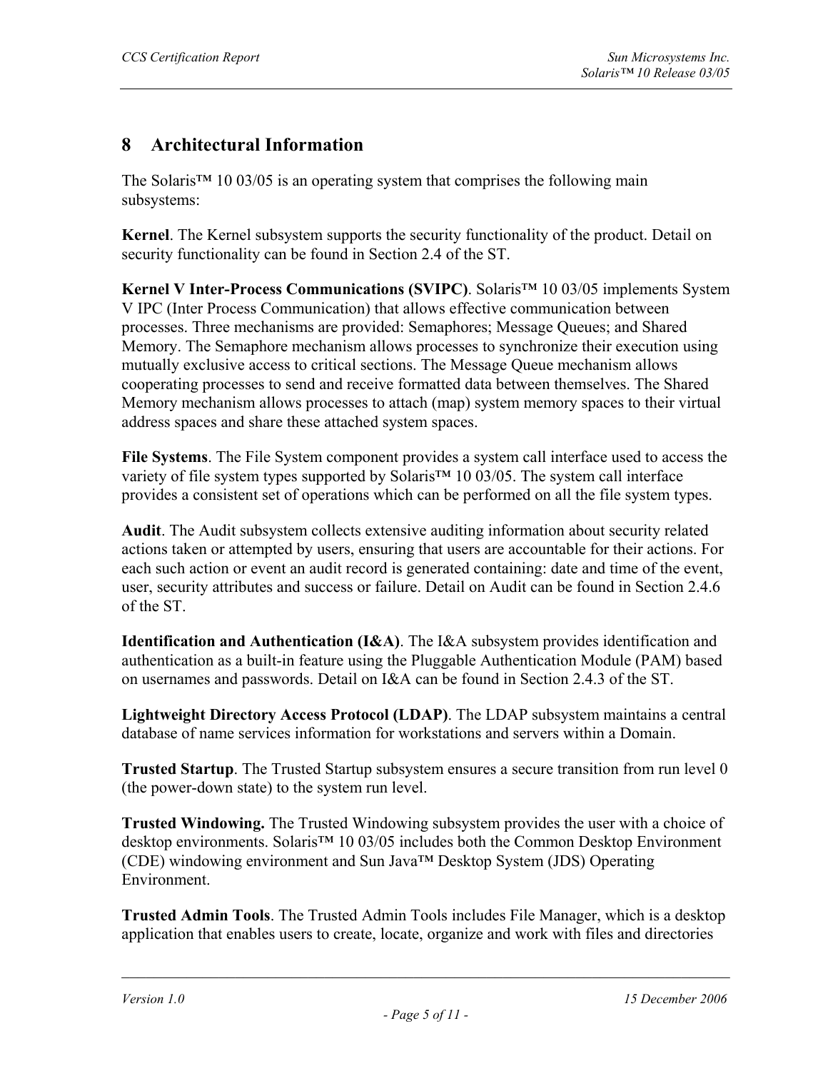# 8 Architectural Information

The Solaris™ 10 03/05 is an operating system that comprises the following main subsystems:

**Kernel**. The Kernel subsystem supports the security functionality of the product. Detail on security functionality can be found in Section 2.4 of the ST.

**Kernel V Inter-Process Communications (SVIPC)**. Solaris™ 10 03/05 implements System V IPC (Inter Process Communication) that allows effective communication between processes. Three mechanisms are provided: Semaphores; Message Queues; and Shared Memory. The Semaphore mechanism allows processes to synchronize their execution using mutually exclusive access to critical sections. The Message Queue mechanism allows cooperating processes to send and receive formatted data between themselves. The Shared Memory mechanism allows processes to attach (map) system memory spaces to their virtual address spaces and share these attached system spaces.

**File Systems**. The File System component provides a system call interface used to access the variety of file system types supported by Solaris™ 10 03/05. The system call interface provides a consistent set of operations which can be performed on all the file system types.

**Audit**. The Audit subsystem collects extensive auditing information about security related actions taken or attempted by users, ensuring that users are accountable for their actions. For each such action or event an audit record is generated containing: date and time of the event, user, security attributes and success or failure. Detail on Audit can be found in Section 2.4.6 of the ST.

**Identification and Authentication (I&A)**. The I&A subsystem provides identification and authentication as a built-in feature using the Pluggable Authentication Module (PAM) based on usernames and passwords. Detail on I&A can be found in Section 2.4.3 of the ST.

**Lightweight Directory Access Protocol (LDAP)**. The LDAP subsystem maintains a central database of name services information for workstations and servers within a Domain.

**Trusted Startup**. The Trusted Startup subsystem ensures a secure transition from run level 0 (the power-down state) to the system run level.

**Trusted Windowing.** The Trusted Windowing subsystem provides the user with a choice of desktop environments. Solaris™ 10 03/05 includes both the Common Desktop Environment (CDE) windowing environment and Sun Java™ Desktop System (JDS) Operating Environment.

**Trusted Admin Tools**. The Trusted Admin Tools includes File Manager, which is a desktop application that enables users to create, locate, organize and work with files and directories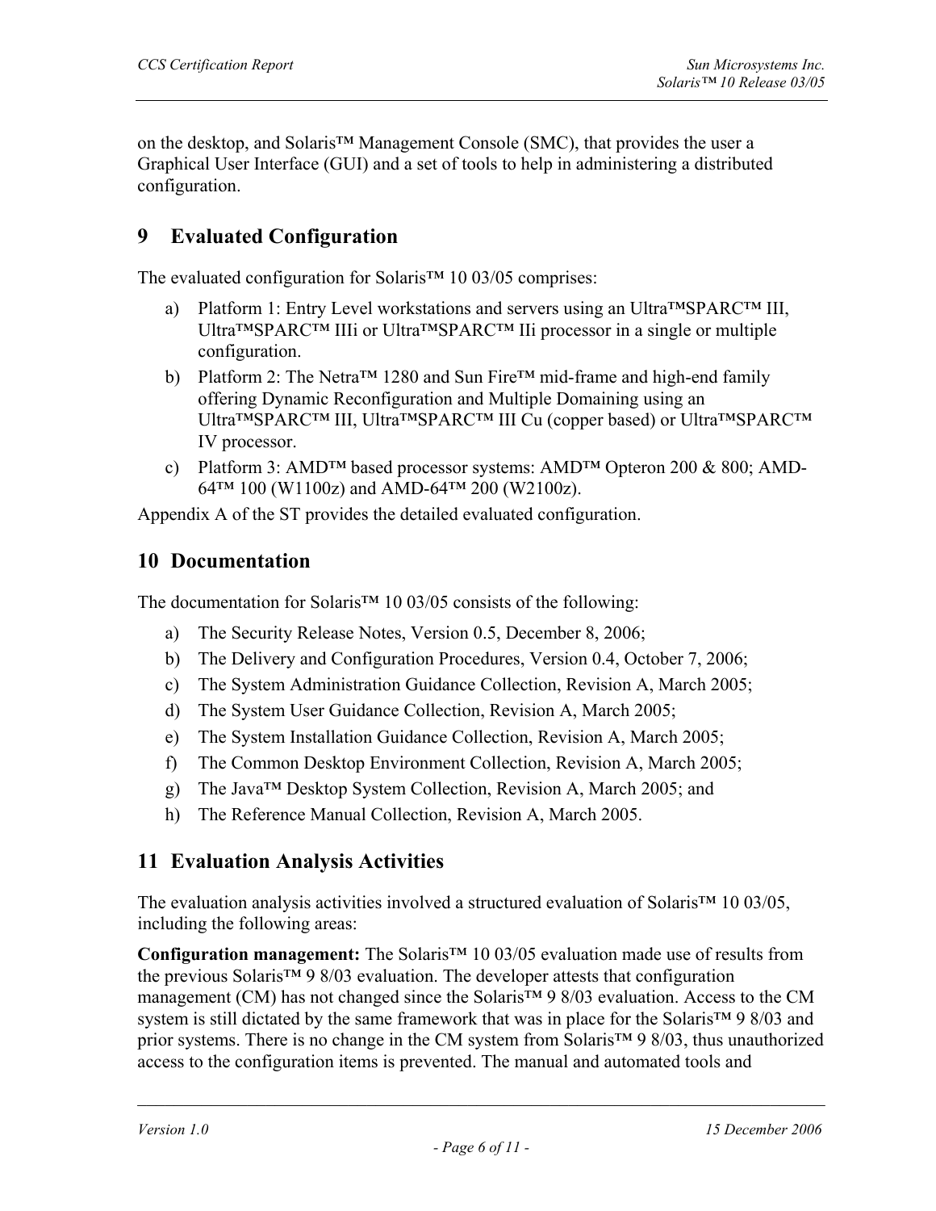on the desktop, and Solaris™ Management Console (SMC), that provides the user a Graphical User Interface (GUI) and a set of tools to help in administering a distributed configuration.

## 9 Evaluated Configuration

The evaluated configuration for Solaris™ 10 03/05 comprises:

a) Platform 1: Entry Level workstations and servers using an Ultra™SPARC™ III, Ultra™SPARC™ IIIi or Ultra™SPARC™ IIi processor in a single or multiple configuration.
b) Platform 2: The Netra™ 1280 and Sun Fire™ mid-frame and high-end family offering Dynamic Reconfiguration and Multiple Domaining using an Ultra™SPARC™ III, Ultra™SPARC™ III Cu (copper based) or Ultra™SPARC™ IV processor.
c) Platform 3: AMD™ based processor systems: AMD™ Opteron 200 & 800; AMD-64™ 100 (W1100z) and AMD-64™ 200 (W2100z).

Appendix A of the ST provides the detailed evaluated configuration.

## 10 Documentation

The documentation for Solaris™ 10 03/05 consists of the following:

a) The Security Release Notes, Version 0.5, December 8, 2006;
b) The Delivery and Configuration Procedures, Version 0.4, October 7, 2006;
c) The System Administration Guidance Collection, Revision A, March 2005;
d) The System User Guidance Collection, Revision A, March 2005;
e) The System Installation Guidance Collection, Revision A, March 2005;
f) The Common Desktop Environment Collection, Revision A, March 2005;
g) The Java™ Desktop System Collection, Revision A, March 2005; and
h) The Reference Manual Collection, Revision A, March 2005.

## 11 Evaluation Analysis Activities

The evaluation analysis activities involved a structured evaluation of Solaris™ 10 03/05, including the following areas:

**Configuration management:** The Solaris™ 10 03/05 evaluation made use of results from the previous Solaris™ 9 8/03 evaluation. The developer attests that configuration management (CM) has not changed since the Solaris™ 9 8/03 evaluation. Access to the CM system is still dictated by the same framework that was in place for the Solaris™ 9 8/03 and prior systems. There is no change in the CM system from Solaris™ 9 8/03, thus unauthorized access to the configuration items is prevented. The manual and automated tools and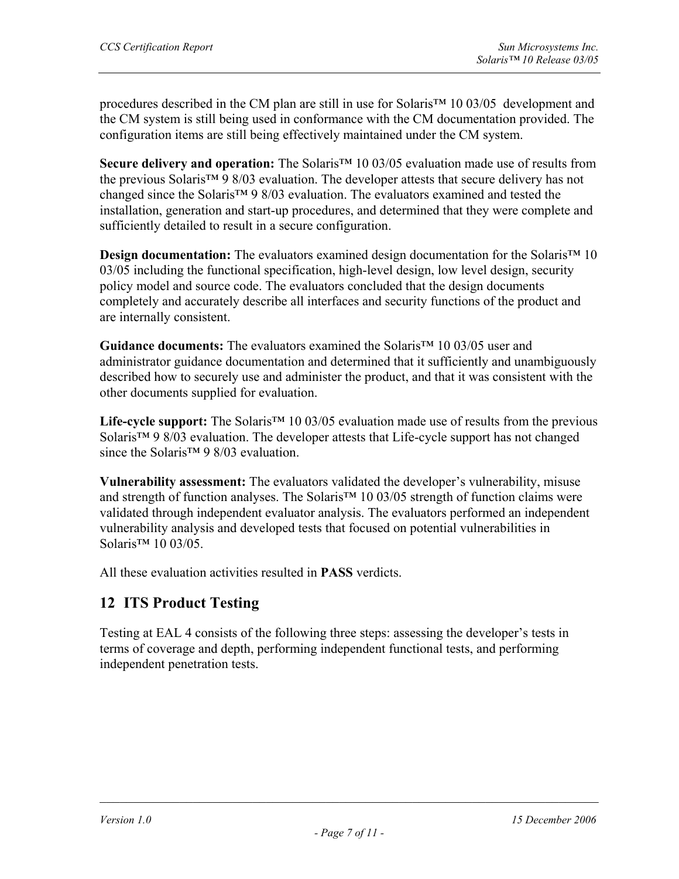procedures described in the CM plan are still in use for Solaris™ 10 03/05 development and the CM system is still being used in conformance with the CM documentation provided. The configuration items are still being effectively maintained under the CM system.

**Secure delivery and operation:** The Solaris™ 10 03/05 evaluation made use of results from the previous Solaris™ 9 8/03 evaluation. The developer attests that secure delivery has not changed since the Solaris™ 9 8/03 evaluation. The evaluators examined and tested the installation, generation and start-up procedures, and determined that they were complete and sufficiently detailed to result in a secure configuration.

**Design documentation:** The evaluators examined design documentation for the Solaris™ 10 03/05 including the functional specification, high-level design, low level design, security policy model and source code. The evaluators concluded that the design documents completely and accurately describe all interfaces and security functions of the product and are internally consistent.

**Guidance documents:** The evaluators examined the Solaris™ 10 03/05 user and administrator guidance documentation and determined that it sufficiently and unambiguously described how to securely use and administer the product, and that it was consistent with the other documents supplied for evaluation.

**Life-cycle support:** The Solaris™ 10 03/05 evaluation made use of results from the previous Solaris™ 9 8/03 evaluation. The developer attests that Life-cycle support has not changed since the Solaris™ 9 8/03 evaluation.

**Vulnerability assessment:** The evaluators validated the developer's vulnerability, misuse and strength of function analyses. The Solaris™ 10 03/05 strength of function claims were validated through independent evaluator analysis. The evaluators performed an independent vulnerability analysis and developed tests that focused on potential vulnerabilities in Solaris™ 10 03/05.

All these evaluation activities resulted in **PASS** verdicts.

## 12 ITS Product Testing

Testing at EAL 4 consists of the following three steps: assessing the developer's tests in terms of coverage and depth, performing independent functional tests, and performing independent penetration tests.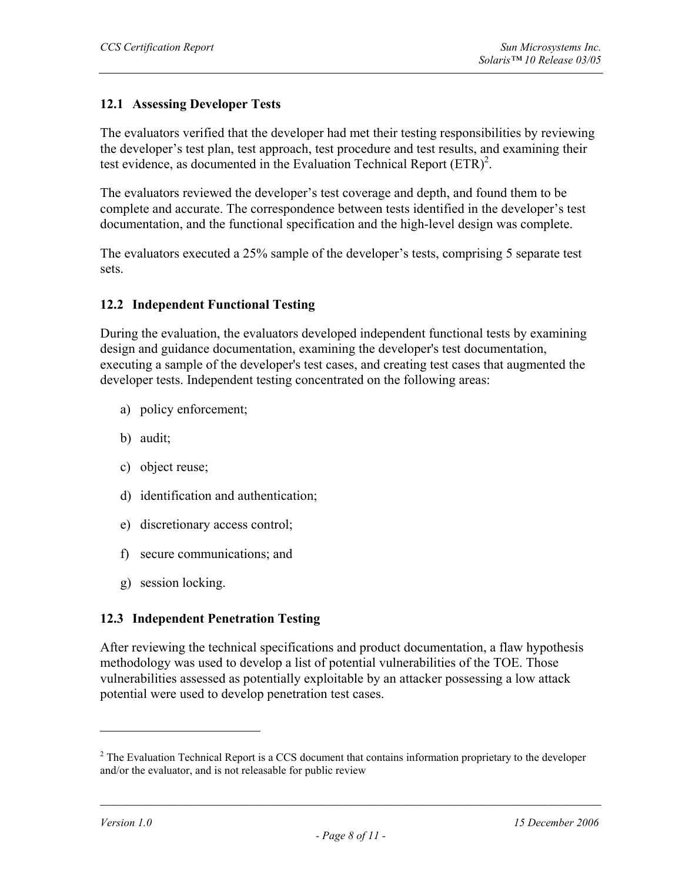### 12.1 Assessing Developer Tests

The evaluators verified that the developer had met their testing responsibilities by reviewing the developer's test plan, test approach, test procedure and test results, and examining their test evidence, as documented in the Evaluation Technical Report (ETR)[2].

The evaluators reviewed the developer's test coverage and depth, and found them to be complete and accurate. The correspondence between tests identified in the developer's test documentation, and the functional specification and the high-level design was complete.

The evaluators executed a 25% sample of the developer's tests, comprising 5 separate test sets.

### 12.2 Independent Functional Testing

During the evaluation, the evaluators developed independent functional tests by examining design and guidance documentation, examining the developer's test documentation, executing a sample of the developer's test cases, and creating test cases that augmented the developer tests. Independent testing concentrated on the following areas:

a) policy enforcement;

b) audit;

c) object reuse;

d) identification and authentication;

e) discretionary access control;

f) secure communications; and

g) session locking.

### 12.3 Independent Penetration Testing

After reviewing the technical specifications and product documentation, a flaw hypothesis methodology was used to develop a list of potential vulnerabilities of the TOE. Those vulnerabilities assessed as potentially exploitable by an attacker possessing a low attack potential were used to develop penetration test cases.

---

[2] The Evaluation Technical Report is a CCS document that contains information proprietary to the developer and/or the evaluator, and is not releasable for public review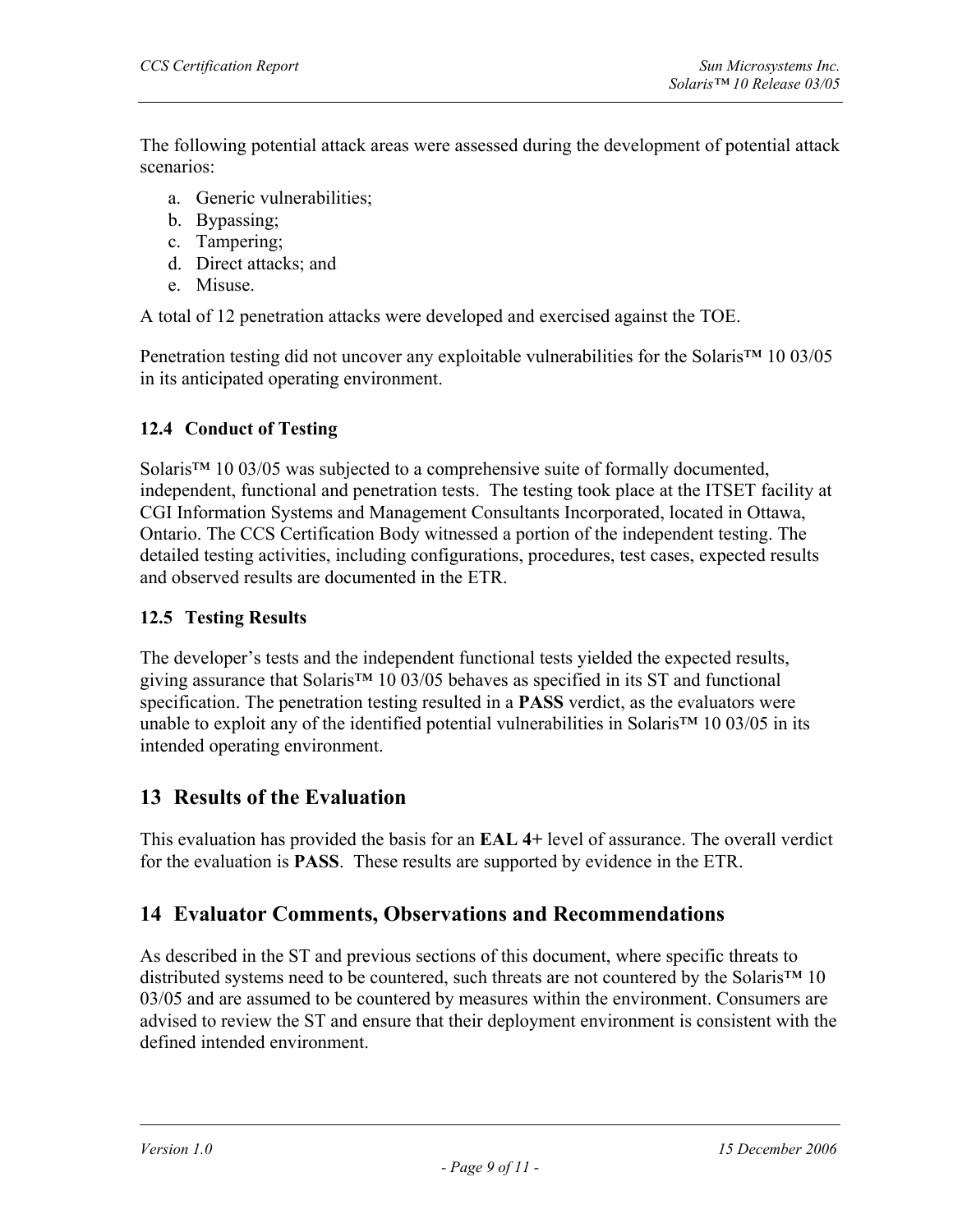The following potential attack areas were assessed during the development of potential attack scenarios:

a. Generic vulnerabilities;
b. Bypassing;
c. Tampering;
d. Direct attacks; and
e. Misuse.

A total of 12 penetration attacks were developed and exercised against the TOE.

Penetration testing did not uncover any exploitable vulnerabilities for the Solaris™ 10 03/05 in its anticipated operating environment.

### 12.4 Conduct of Testing

Solaris™ 10 03/05 was subjected to a comprehensive suite of formally documented, independent, functional and penetration tests. The testing took place at the ITSET facility at CGI Information Systems and Management Consultants Incorporated, located in Ottawa, Ontario. The CCS Certification Body witnessed a portion of the independent testing. The detailed testing activities, including configurations, procedures, test cases, expected results and observed results are documented in the ETR.

### 12.5 Testing Results

The developer's tests and the independent functional tests yielded the expected results, giving assurance that Solaris™ 10 03/05 behaves as specified in its ST and functional specification. The penetration testing resulted in a **PASS** verdict, as the evaluators were unable to exploit any of the identified potential vulnerabilities in Solaris™ 10 03/05 in its intended operating environment.

## 13 Results of the Evaluation

This evaluation has provided the basis for an **EAL 4+** level of assurance. The overall verdict for the evaluation is **PASS**. These results are supported by evidence in the ETR.

## 14 Evaluator Comments, Observations and Recommendations

As described in the ST and previous sections of this document, where specific threats to distributed systems need to be countered, such threats are not countered by the Solaris™ 10 03/05 and are assumed to be countered by measures within the environment. Consumers are advised to review the ST and ensure that their deployment environment is consistent with the defined intended environment.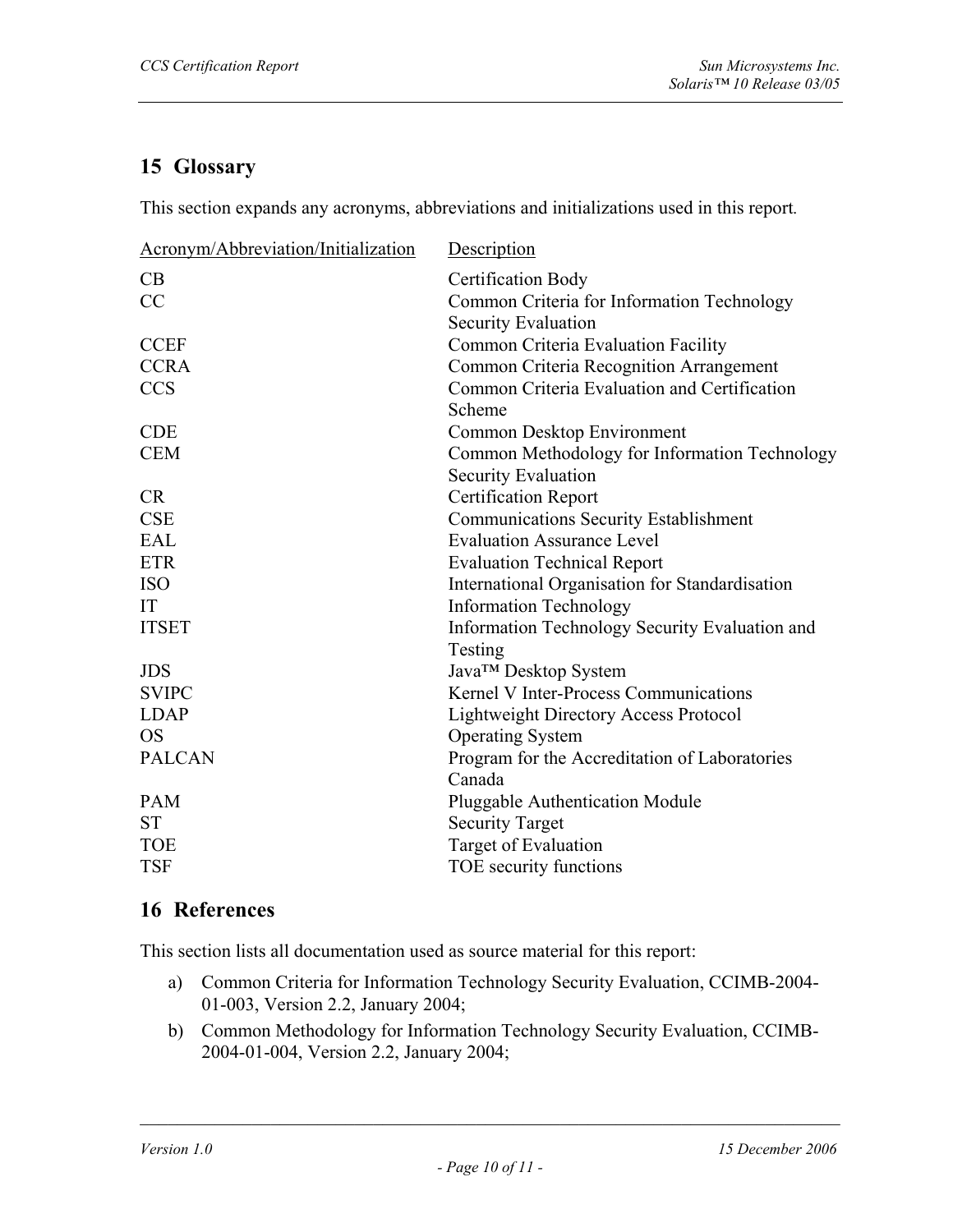## 15 Glossary

This section expands any acronyms, abbreviations and initializations used in this report.

| Acronym/Abbreviation/Initialization | Description |
|---|---|
| CB | Certification Body |
| CC | Common Criteria for Information Technology Security Evaluation |
| CCEF | Common Criteria Evaluation Facility |
| CCRA | Common Criteria Recognition Arrangement |
| CCS | Common Criteria Evaluation and Certification Scheme |
| CDE | Common Desktop Environment |
| CEM | Common Methodology for Information Technology Security Evaluation |
| CR | Certification Report |
| CSE | Communications Security Establishment |
| EAL | Evaluation Assurance Level |
| ETR | Evaluation Technical Report |
| ISO | International Organisation for Standardisation |
| IT | Information Technology |
| ITSET | Information Technology Security Evaluation and Testing |
| JDS | Java™ Desktop System |
| SVIPC | Kernel V Inter-Process Communications |
| LDAP | Lightweight Directory Access Protocol |
| OS | Operating System |
| PALCAN | Program for the Accreditation of Laboratories Canada |
| PAM | Pluggable Authentication Module |
| ST | Security Target |
| TOE | Target of Evaluation |
| TSF | TOE security functions |

## 16 References

This section lists all documentation used as source material for this report:

a) Common Criteria for Information Technology Security Evaluation, CCIMB-2004-01-003, Version 2.2, January 2004;

b) Common Methodology for Information Technology Security Evaluation, CCIMB-2004-01-004, Version 2.2, January 2004;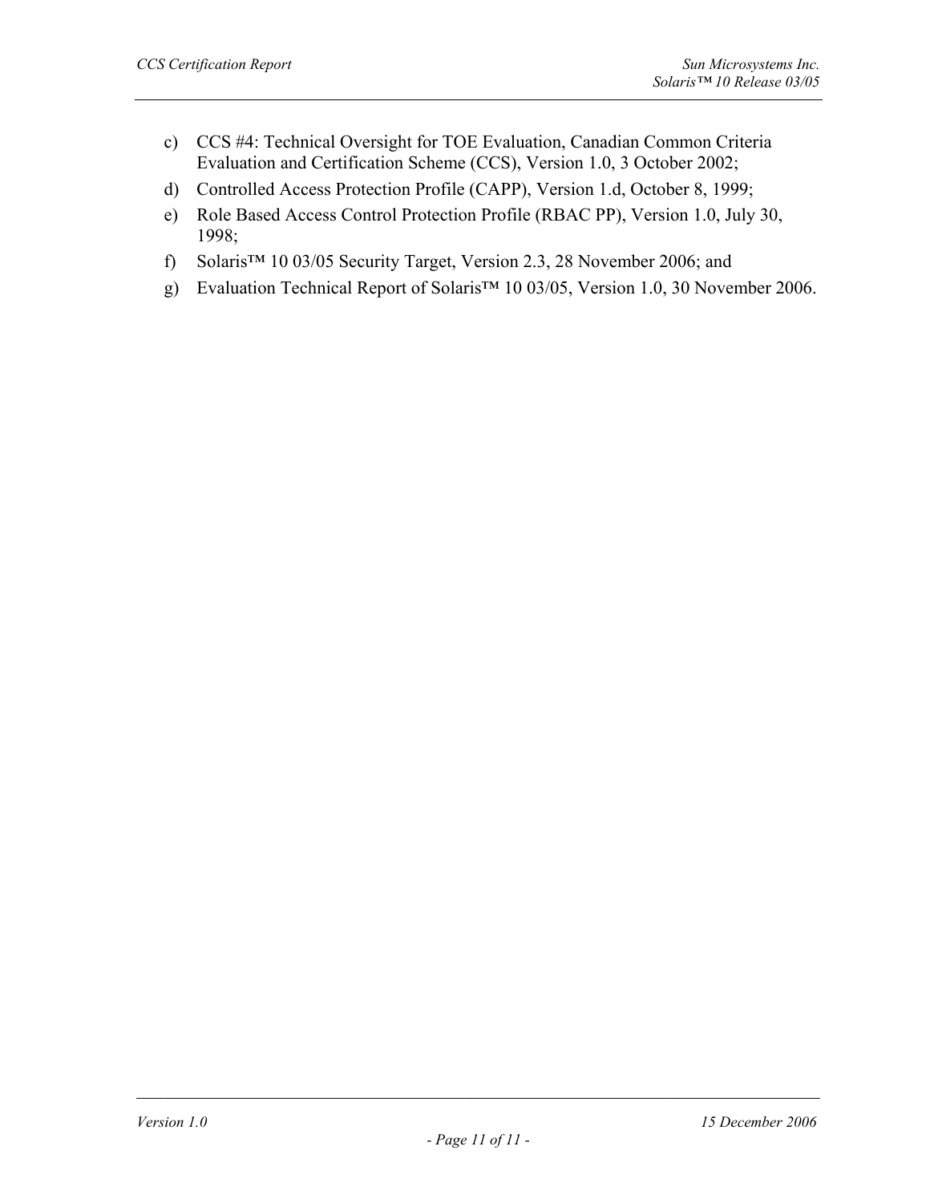c) CCS #4: Technical Oversight for TOE Evaluation, Canadian Common Criteria Evaluation and Certification Scheme (CCS), Version 1.0, 3 October 2002;

d) Controlled Access Protection Profile (CAPP), Version 1.d, October 8, 1999;

e) Role Based Access Control Protection Profile (RBAC PP), Version 1.0, July 30, 1998;

f) Solaris™ 10 03/05 Security Target, Version 2.3, 28 November 2006; and

g) Evaluation Technical Report of Solaris™ 10 03/05, Version 1.0, 30 November 2006.